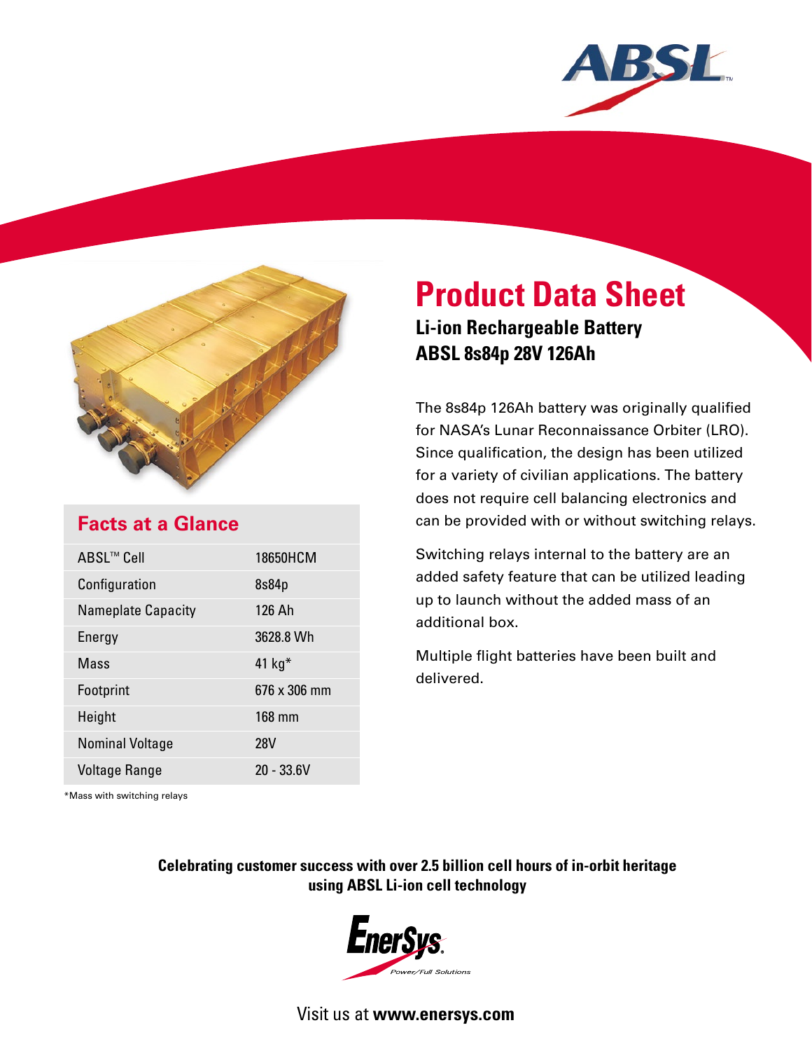ABSL

# Product Data Sheet

## Li-ion Rechargeable Battery
## ABSL 8s84p 28V 126Ah

The 8s84p 126Ah battery was originally qualified for NASA's Lunar Reconnaissance Orbiter (LRO). Since qualification, the design has been utilized for a variety of civilian applications. The battery does not require cell balancing electronics and can be provided with or without switching relays.

Switching relays internal to the battery are an added safety feature that can be utilized leading up to launch without the added mass of an additional box.

Multiple flight batteries have been built and delivered.

### Facts at a Glance

| | |
|---|---|
| ABSL™ Cell | 18650HCM |
| Configuration | 8s84p |
| Nameplate Capacity | 126 Ah |
| Energy | 3628.8 Wh |
| Mass | 41 kg* |
| Footprint | 676 x 306 mm |
| Height | 168 mm |
| Nominal Voltage | 28V |
| Voltage Range | 20 - 33.6V |

*Mass with switching relays

**Celebrating customer success with over 2.5 billion cell hours of in-orbit heritage using ABSL Li-ion cell technology**

EnerSys

Power/Full Solutions

Visit us at **www.enersys.com**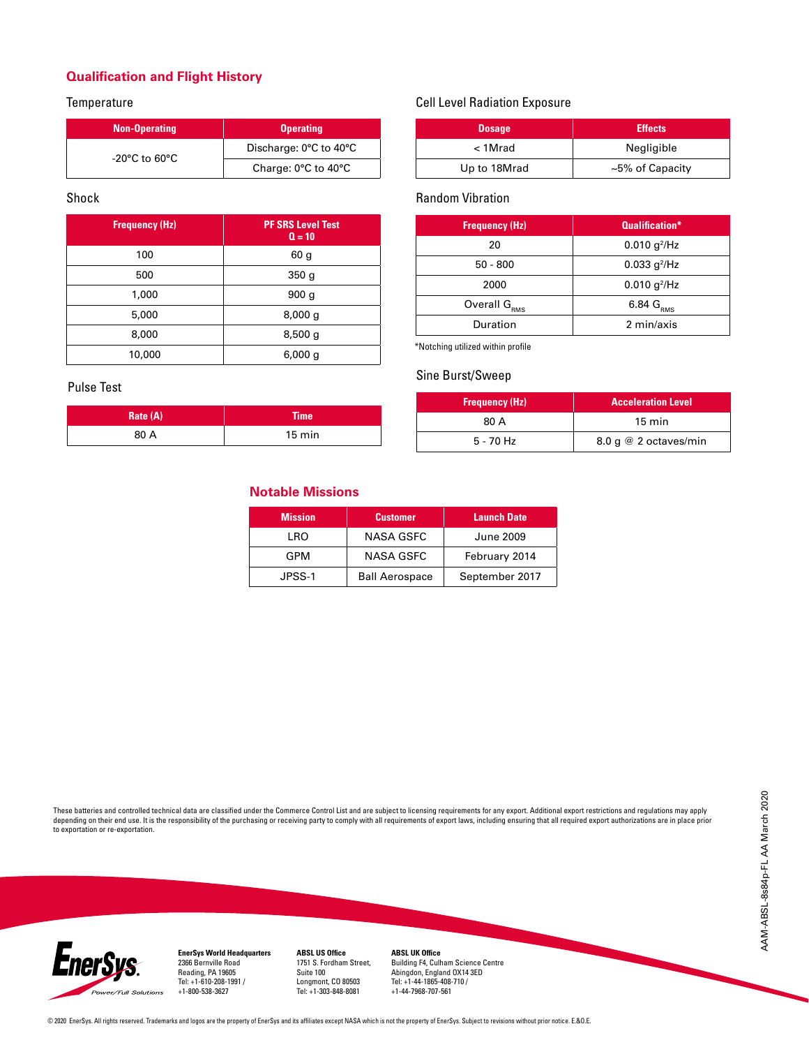## Qualification and Flight History

### Temperature

| Non-Operating | Operating |
|---|---|
| -20°C to 60°C | Discharge: 0°C to 40°C |
| | Charge: 0°C to 40°C |

### Shock

| Frequency (Hz) | PF SRS Level Test Q = 10 |
|---|---|
| 100 | 60 g |
| 500 | 350 g |
| 1,000 | 900 g |
| 5,000 | 8,000 g |
| 8,000 | 8,500 g |
| 10,000 | 6,000 g |

### Pulse Test

| Rate (A) | Time |
|---|---|
| 80 A | 15 min |

### Cell Level Radiation Exposure

| Dosage | Effects |
|---|---|
| < 1Mrad | Negligible |
| Up to 18Mrad | ~5% of Capacity |

### Random Vibration

| Frequency (Hz) | Qualification* |
|---|---|
| 20 | 0.010 $g^2$/Hz |
| 50 - 800 | 0.033 $g^2$/Hz |
| 2000 | 0.010 $g^2$/Hz |
| Overall $G_{RMS}$ | 6.84 $G_{RMS}$ |
| Duration | 2 min/axis |

*Notching utilized within profile

### Sine Burst/Sweep

| Frequency (Hz) | Acceleration Level |
|---|---|
| 80 A | 15 min |
| 5 - 70 Hz | 8.0 g @ 2 octaves/min |

## Notable Missions

| Mission | Customer | Launch Date |
|---|---|---|
| LRO | NASA GSFC | June 2009 |
| GPM | NASA GSFC | February 2014 |
| JPSS-1 | Ball Aerospace | September 2017 |

These batteries and controlled technical data are classified under the Commerce Control List and are subject to licensing requirements for any export. Additional export restrictions and regulations may apply depending on their end use. It is the responsibility of the purchasing or receiving party to comply with all requirements of export laws, including ensuring that all required export authorizations are in place prior to exportation or re-exportation.

AAM-ABSL-8s84p-FL AA March 2020

EnerSys. Power/Full Solutions

**EnerSys World Headquarters**
2366 Bernville Road
Reading, PA 19605
Tel: +1-610-208-1991 /
+1-800-538-3627

**ABSL US Office**
1751 S. Fordham Street,
Suite 100
Longmont, CO 80503
Tel: +1-303-848-8081

**ABSL UK Office**
Building F4, Culham Science Centre
Abingdon, England OX14 3ED
Tel: +1-44-1865-408-710 /
+1-44-7968-707-561

© 2020 EnerSys. All rights reserved. Trademarks and logos are the property of EnerSys and its affiliates except NASA which is not the property of EnerSys. Subject to revisions without prior notice. E.&O.E.